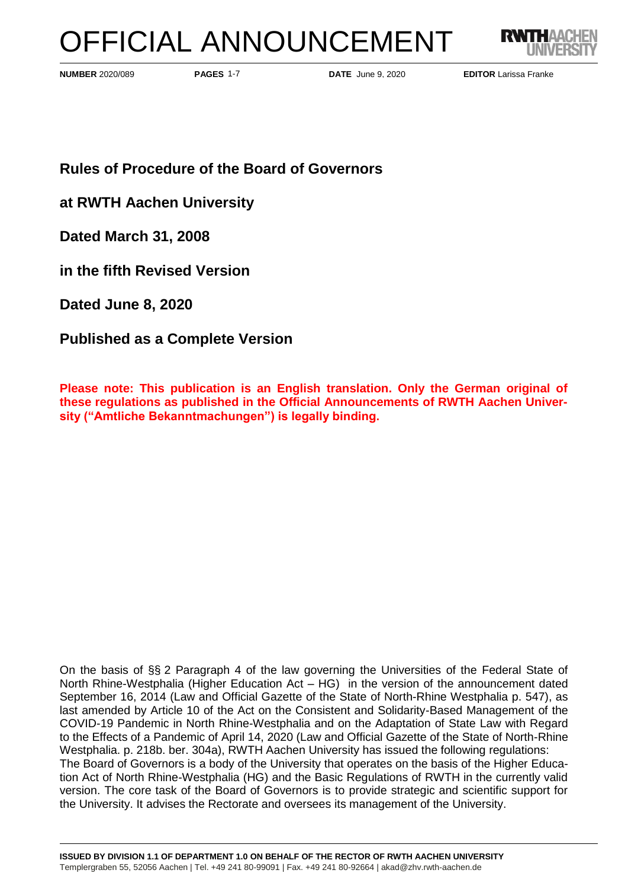# OFFICIAL ANNOUNCEMENT

**NUMBER** 2020/089 **PAGES** 1-7 **DATE** June 9, 2020 **EDITOR** Larissa Franke

## Rules of Procedure of the Board of Governors

## at RWTH Aachen University

## Dated March 31, 2008

## in the fifth Revised Version

## Dated June 8, 2020

## Published as a Complete Version

**Please note: This publication is an English translation. Only the German original of these regulations as published in the Official Announcements of RWTH Aachen University ("Amtliche Bekanntmachungen") is legally binding.**

On the basis of §§ 2 Paragraph 4 of the law governing the Universities of the Federal State of North Rhine-Westphalia (Higher Education Act – HG) in the version of the announcement dated September 16, 2014 (Law and Official Gazette of the State of North-Rhine Westphalia p. 547), as last amended by Article 10 of the Act on the Consistent and Solidarity-Based Management of the COVID-19 Pandemic in North Rhine-Westphalia and on the Adaptation of State Law with Regard to the Effects of a Pandemic of April 14, 2020 (Law and Official Gazette of the State of North-Rhine Westphalia. p. 218b. ber. 304a), RWTH Aachen University has issued the following regulations:
The Board of Governors is a body of the University that operates on the basis of the Higher Education Act of North Rhine-Westphalia (HG) and the Basic Regulations of RWTH in the currently valid version. The core task of the Board of Governors is to provide strategic and scientific support for the University. It advises the Rectorate and oversees its management of the University.

**ISSUED BY DIVISION 1.1 OF DEPARTMENT 1.0 ON BEHALF OF THE RECTOR OF RWTH AACHEN UNIVERSITY**
Templergraben 55, 52056 Aachen | Tel. +49 241 80-99091 | Fax. +49 241 80-92664 | akad@zhv.rwth-aachen.de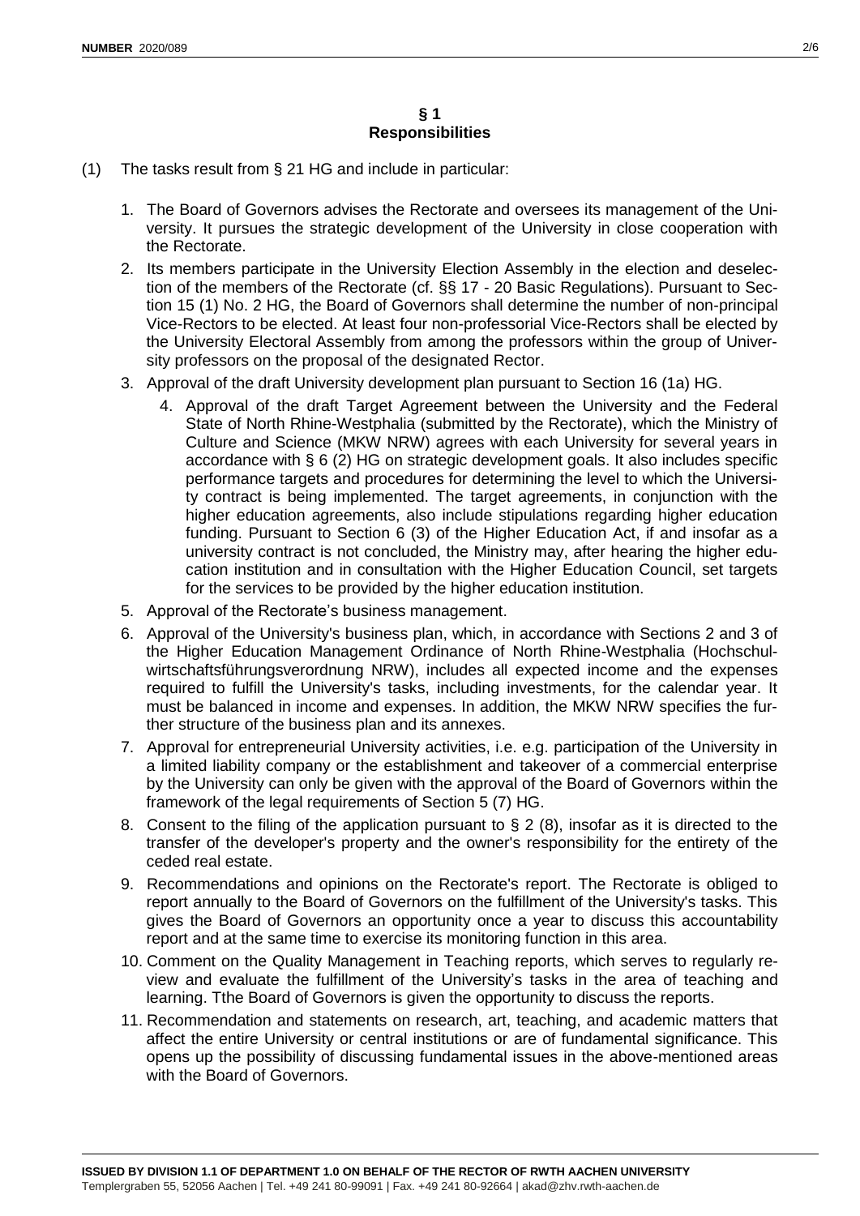## § 1
## Responsibilities

(1) The tasks result from § 21 HG and include in particular:

1. The Board of Governors advises the Rectorate and oversees its management of the University. It pursues the strategic development of the University in close cooperation with the Rectorate.
2. Its members participate in the University Election Assembly in the election and deselection of the members of the Rectorate (cf. §§ 17 - 20 Basic Regulations). Pursuant to Section 15 (1) No. 2 HG, the Board of Governors shall determine the number of non-principal Vice-Rectors to be elected. At least four non-professorial Vice-Rectors shall be elected by the University Electoral Assembly from among the professors within the group of University professors on the proposal of the designated Rector.
3. Approval of the draft University development plan pursuant to Section 16 (1a) HG.
4. Approval of the draft Target Agreement between the University and the Federal State of North Rhine-Westphalia (submitted by the Rectorate), which the Ministry of Culture and Science (MKW NRW) agrees with each University for several years in accordance with § 6 (2) HG on strategic development goals. It also includes specific performance targets and procedures for determining the level to which the University contract is being implemented. The target agreements, in conjunction with the higher education agreements, also include stipulations regarding higher education funding. Pursuant to Section 6 (3) of the Higher Education Act, if and insofar as a university contract is not concluded, the Ministry may, after hearing the higher education institution and in consultation with the Higher Education Council, set targets for the services to be provided by the higher education institution.
5. Approval of the Rectorate's business management.
6. Approval of the University's business plan, which, in accordance with Sections 2 and 3 of the Higher Education Management Ordinance of North Rhine-Westphalia (Hochschulwirtschaftsführungsverordnung NRW), includes all expected income and the expenses required to fulfill the University's tasks, including investments, for the calendar year. It must be balanced in income and expenses. In addition, the MKW NRW specifies the further structure of the business plan and its annexes.
7. Approval for entrepreneurial University activities, i.e. e.g. participation of the University in a limited liability company or the establishment and takeover of a commercial enterprise by the University can only be given with the approval of the Board of Governors within the framework of the legal requirements of Section 5 (7) HG.
8. Consent to the filing of the application pursuant to § 2 (8), insofar as it is directed to the transfer of the developer's property and the owner's responsibility for the entirety of the ceded real estate.
9. Recommendations and opinions on the Rectorate's report. The Rectorate is obliged to report annually to the Board of Governors on the fulfillment of the University's tasks. This gives the Board of Governors an opportunity once a year to discuss this accountability report and at the same time to exercise its monitoring function in this area.
10. Comment on the Quality Management in Teaching reports, which serves to regularly review and evaluate the fulfillment of the University's tasks in the area of teaching and learning. Tthe Board of Governors is given the opportunity to discuss the reports.
11. Recommendation and statements on research, art, teaching, and academic matters that affect the entire University or central institutions or are of fundamental significance. This opens up the possibility of discussing fundamental issues in the above-mentioned areas with the Board of Governors.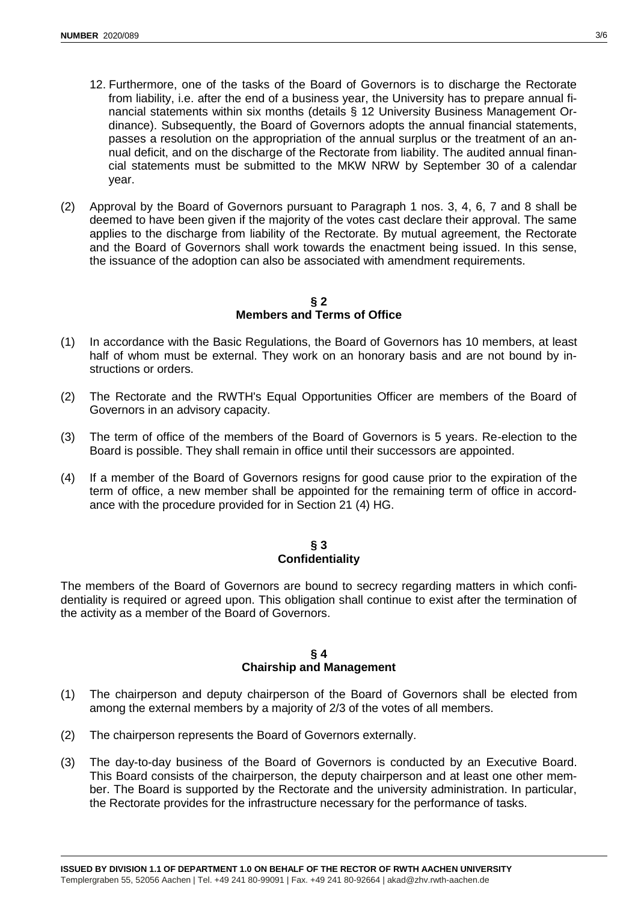12. Furthermore, one of the tasks of the Board of Governors is to discharge the Rectorate from liability, i.e. after the end of a business year, the University has to prepare annual financial statements within six months (details § 12 University Business Management Ordinance). Subsequently, the Board of Governors adopts the annual financial statements, passes a resolution on the appropriation of the annual surplus or the treatment of an annual deficit, and on the discharge of the Rectorate from liability. The audited annual financial statements must be submitted to the MKW NRW by September 30 of a calendar year.

(2) Approval by the Board of Governors pursuant to Paragraph 1 nos. 3, 4, 6, 7 and 8 shall be deemed to have been given if the majority of the votes cast declare their approval. The same applies to the discharge from liability of the Rectorate. By mutual agreement, the Rectorate and the Board of Governors shall work towards the enactment being issued. In this sense, the issuance of the adoption can also be associated with amendment requirements.

## § 2
## Members and Terms of Office

(1) In accordance with the Basic Regulations, the Board of Governors has 10 members, at least half of whom must be external. They work on an honorary basis and are not bound by instructions or orders.

(2) The Rectorate and the RWTH's Equal Opportunities Officer are members of the Board of Governors in an advisory capacity.

(3) The term of office of the members of the Board of Governors is 5 years. Re-election to the Board is possible. They shall remain in office until their successors are appointed.

(4) If a member of the Board of Governors resigns for good cause prior to the expiration of the term of office, a new member shall be appointed for the remaining term of office in accordance with the procedure provided for in Section 21 (4) HG.

## § 3
## Confidentiality

The members of the Board of Governors are bound to secrecy regarding matters in which confidentiality is required or agreed upon. This obligation shall continue to exist after the termination of the activity as a member of the Board of Governors.

## § 4
## Chairship and Management

(1) The chairperson and deputy chairperson of the Board of Governors shall be elected from among the external members by a majority of 2/3 of the votes of all members.

(2) The chairperson represents the Board of Governors externally.

(3) The day-to-day business of the Board of Governors is conducted by an Executive Board. This Board consists of the chairperson, the deputy chairperson and at least one other member. The Board is supported by the Rectorate and the university administration. In particular, the Rectorate provides for the infrastructure necessary for the performance of tasks.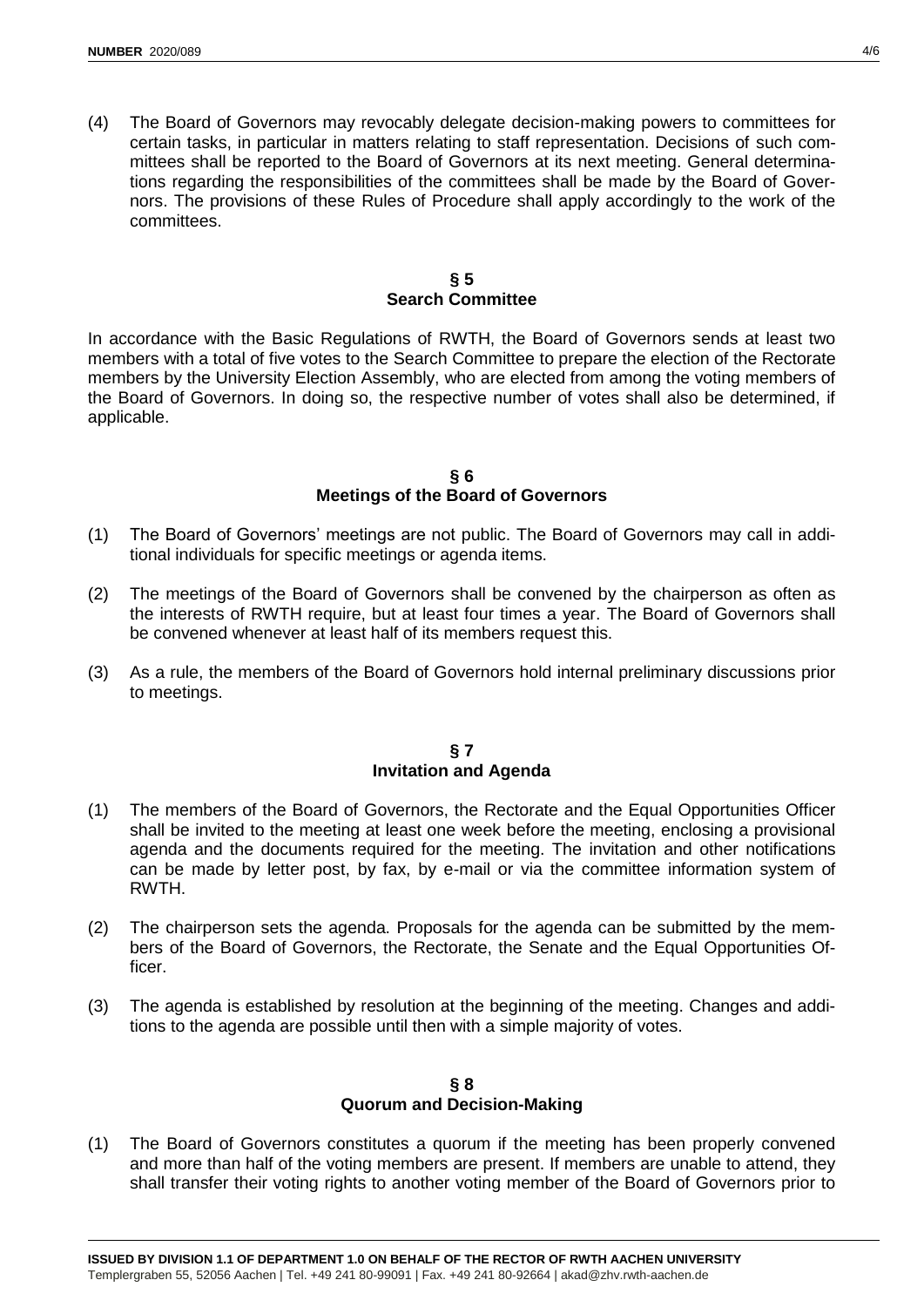(4) The Board of Governors may revocably delegate decision-making powers to committees for certain tasks, in particular in matters relating to staff representation. Decisions of such committees shall be reported to the Board of Governors at its next meeting. General determinations regarding the responsibilities of the committees shall be made by the Board of Governors. The provisions of these Rules of Procedure shall apply accordingly to the work of the committees.

## § 5
## Search Committee

In accordance with the Basic Regulations of RWTH, the Board of Governors sends at least two members with a total of five votes to the Search Committee to prepare the election of the Rectorate members by the University Election Assembly, who are elected from among the voting members of the Board of Governors. In doing so, the respective number of votes shall also be determined, if applicable.

## § 6
## Meetings of the Board of Governors

(1) The Board of Governors' meetings are not public. The Board of Governors may call in additional individuals for specific meetings or agenda items.

(2) The meetings of the Board of Governors shall be convened by the chairperson as often as the interests of RWTH require, but at least four times a year. The Board of Governors shall be convened whenever at least half of its members request this.

(3) As a rule, the members of the Board of Governors hold internal preliminary discussions prior to meetings.

## § 7
## Invitation and Agenda

(1) The members of the Board of Governors, the Rectorate and the Equal Opportunities Officer shall be invited to the meeting at least one week before the meeting, enclosing a provisional agenda and the documents required for the meeting. The invitation and other notifications can be made by letter post, by fax, by e-mail or via the committee information system of RWTH.

(2) The chairperson sets the agenda. Proposals for the agenda can be submitted by the members of the Board of Governors, the Rectorate, the Senate and the Equal Opportunities Officer.

(3) The agenda is established by resolution at the beginning of the meeting. Changes and additions to the agenda are possible until then with a simple majority of votes.

## § 8
## Quorum and Decision-Making

(1) The Board of Governors constitutes a quorum if the meeting has been properly convened and more than half of the voting members are present. If members are unable to attend, they shall transfer their voting rights to another voting member of the Board of Governors prior to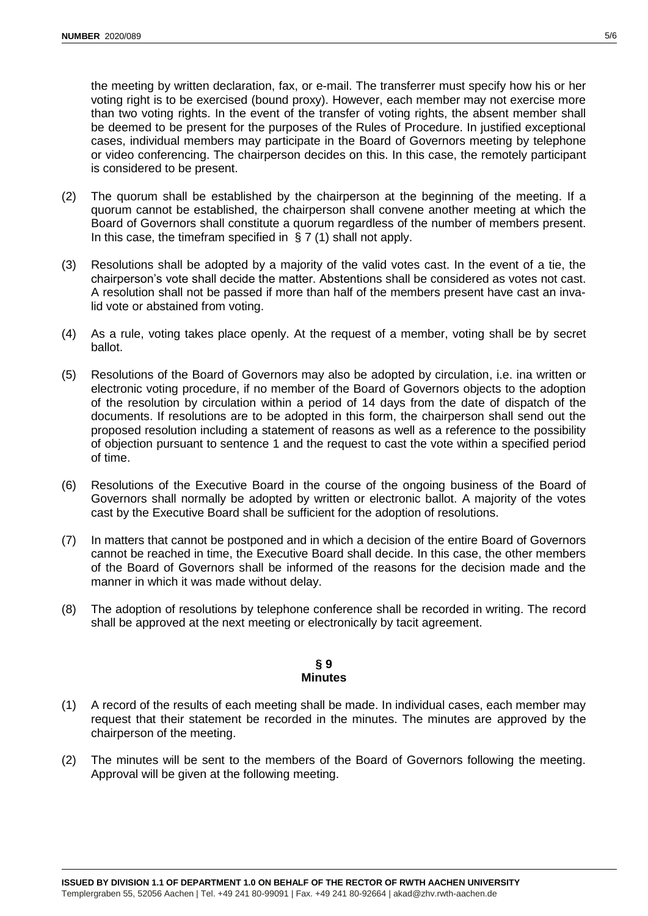the meeting by written declaration, fax, or e-mail. The transferrer must specify how his or her voting right is to be exercised (bound proxy). However, each member may not exercise more than two voting rights. In the event of the transfer of voting rights, the absent member shall be deemed to be present for the purposes of the Rules of Procedure. In justified exceptional cases, individual members may participate in the Board of Governors meeting by telephone or video conferencing. The chairperson decides on this. In this case, the remotely participant is considered to be present.

(2) The quorum shall be established by the chairperson at the beginning of the meeting. If a quorum cannot be established, the chairperson shall convene another meeting at which the Board of Governors shall constitute a quorum regardless of the number of members present. In this case, the timefram specified in § 7 (1) shall not apply.

(3) Resolutions shall be adopted by a majority of the valid votes cast. In the event of a tie, the chairperson's vote shall decide the matter. Abstentions shall be considered as votes not cast. A resolution shall not be passed if more than half of the members present have cast an invalid vote or abstained from voting.

(4) As a rule, voting takes place openly. At the request of a member, voting shall be by secret ballot.

(5) Resolutions of the Board of Governors may also be adopted by circulation, i.e. ina written or electronic voting procedure, if no member of the Board of Governors objects to the adoption of the resolution by circulation within a period of 14 days from the date of dispatch of the documents. If resolutions are to be adopted in this form, the chairperson shall send out the proposed resolution including a statement of reasons as well as a reference to the possibility of objection pursuant to sentence 1 and the request to cast the vote within a specified period of time.

(6) Resolutions of the Executive Board in the course of the ongoing business of the Board of Governors shall normally be adopted by written or electronic ballot. A majority of the votes cast by the Executive Board shall be sufficient for the adoption of resolutions.

(7) In matters that cannot be postponed and in which a decision of the entire Board of Governors cannot be reached in time, the Executive Board shall decide. In this case, the other members of the Board of Governors shall be informed of the reasons for the decision made and the manner in which it was made without delay.

(8) The adoption of resolutions by telephone conference shall be recorded in writing. The record shall be approved at the next meeting or electronically by tacit agreement.

## § 9
## Minutes

(1) A record of the results of each meeting shall be made. In individual cases, each member may request that their statement be recorded in the minutes. The minutes are approved by the chairperson of the meeting.

(2) The minutes will be sent to the members of the Board of Governors following the meeting. Approval will be given at the following meeting.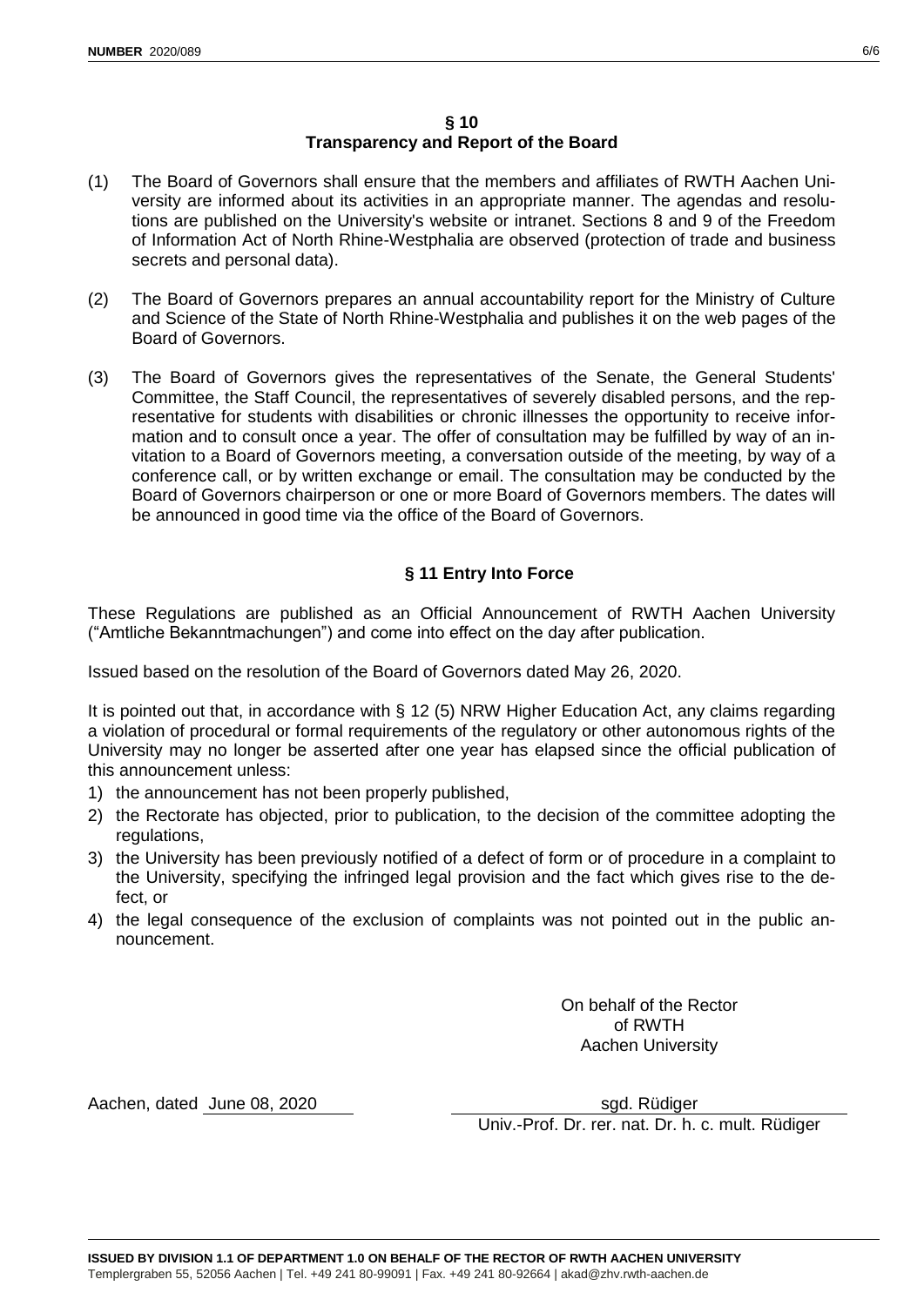## § 10
## Transparency and Report of the Board

(1) The Board of Governors shall ensure that the members and affiliates of RWTH Aachen University are informed about its activities in an appropriate manner. The agendas and resolutions are published on the University's website or intranet. Sections 8 and 9 of the Freedom of Information Act of North Rhine-Westphalia are observed (protection of trade and business secrets and personal data).

(2) The Board of Governors prepares an annual accountability report for the Ministry of Culture and Science of the State of North Rhine-Westphalia and publishes it on the web pages of the Board of Governors.

(3) The Board of Governors gives the representatives of the Senate, the General Students' Committee, the Staff Council, the representatives of severely disabled persons, and the representative for students with disabilities or chronic illnesses the opportunity to receive information and to consult once a year. The offer of consultation may be fulfilled by way of an invitation to a Board of Governors meeting, a conversation outside of the meeting, by way of a conference call, or by written exchange or email. The consultation may be conducted by the Board of Governors chairperson or one or more Board of Governors members. The dates will be announced in good time via the office of the Board of Governors.

## § 11 Entry Into Force

These Regulations are published as an Official Announcement of RWTH Aachen University ("Amtliche Bekanntmachungen") and come into effect on the day after publication.

Issued based on the resolution of the Board of Governors dated May 26, 2020.

It is pointed out that, in accordance with § 12 (5) NRW Higher Education Act, any claims regarding a violation of procedural or formal requirements of the regulatory or other autonomous rights of the University may no longer be asserted after one year has elapsed since the official publication of this announcement unless:

1) the announcement has not been properly published,
2) the Rectorate has objected, prior to publication, to the decision of the committee adopting the regulations,
3) the University has been previously notified of a defect of form or of procedure in a complaint to the University, specifying the infringed legal provision and the fact which gives rise to the defect, or
4) the legal consequence of the exclusion of complaints was not pointed out in the public announcement.

On behalf of the Rector
of RWTH
Aachen University

Aachen, dated June 08, 2020

sgd. Rüdiger

Univ.-Prof. Dr. rer. nat. Dr. h. c. mult. Rüdiger

**ISSUED BY DIVISION 1.1 OF DEPARTMENT 1.0 ON BEHALF OF THE RECTOR OF RWTH AACHEN UNIVERSITY**
Templergraben 55, 52056 Aachen | Tel. +49 241 80-99091 | Fax. +49 241 80-92664 | akad@zhv.rwth-aachen.de